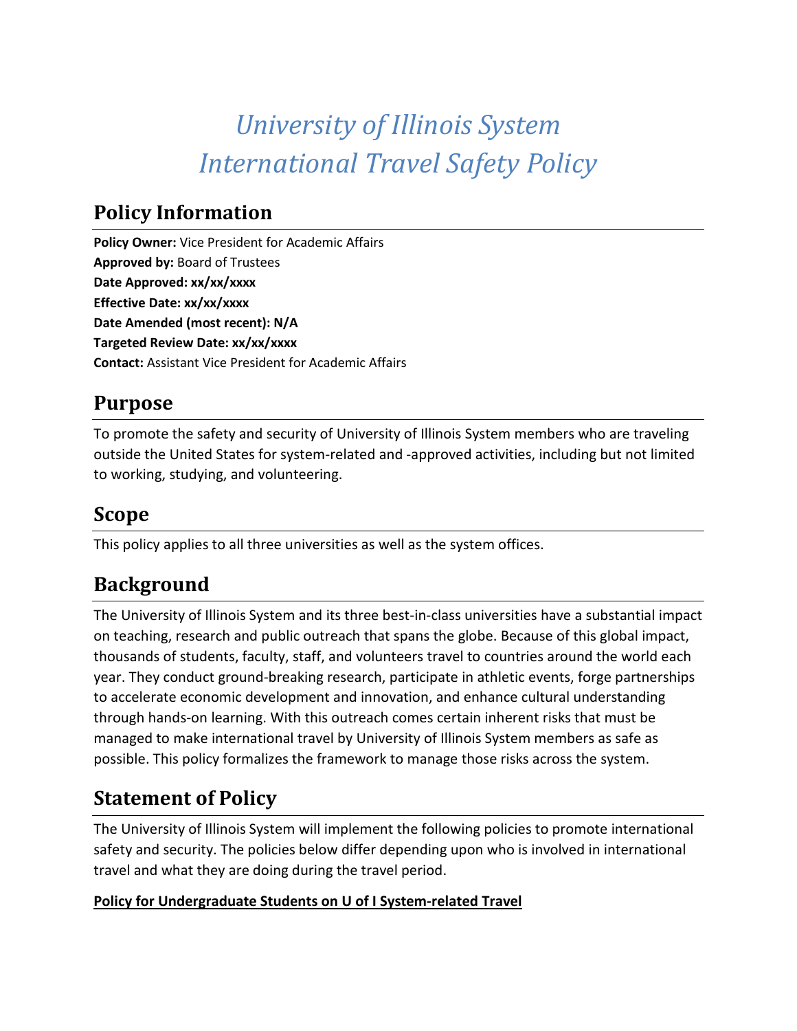# *University of Illinois System International Travel Safety Policy*

## Policy Information

**Policy Owner:** Vice President for Academic Affairs
**Approved by:** Board of Trustees
**Date Approved: xx/xx/xxxx**
**Effective Date: xx/xx/xxxx**
**Date Amended (most recent): N/A**
**Targeted Review Date: xx/xx/xxxx**
**Contact:** Assistant Vice President for Academic Affairs

## Purpose

To promote the safety and security of University of Illinois System members who are traveling outside the United States for system-related and -approved activities, including but not limited to working, studying, and volunteering.

## Scope

This policy applies to all three universities as well as the system offices.

## Background

The University of Illinois System and its three best-in-class universities have a substantial impact on teaching, research and public outreach that spans the globe. Because of this global impact, thousands of students, faculty, staff, and volunteers travel to countries around the world each year. They conduct ground-breaking research, participate in athletic events, forge partnerships to accelerate economic development and innovation, and enhance cultural understanding through hands-on learning. With this outreach comes certain inherent risks that must be managed to make international travel by University of Illinois System members as safe as possible. This policy formalizes the framework to manage those risks across the system.

## Statement of Policy

The University of Illinois System will implement the following policies to promote international safety and security. The policies below differ depending upon who is involved in international travel and what they are doing during the travel period.

**Policy for Undergraduate Students on U of I System-related Travel**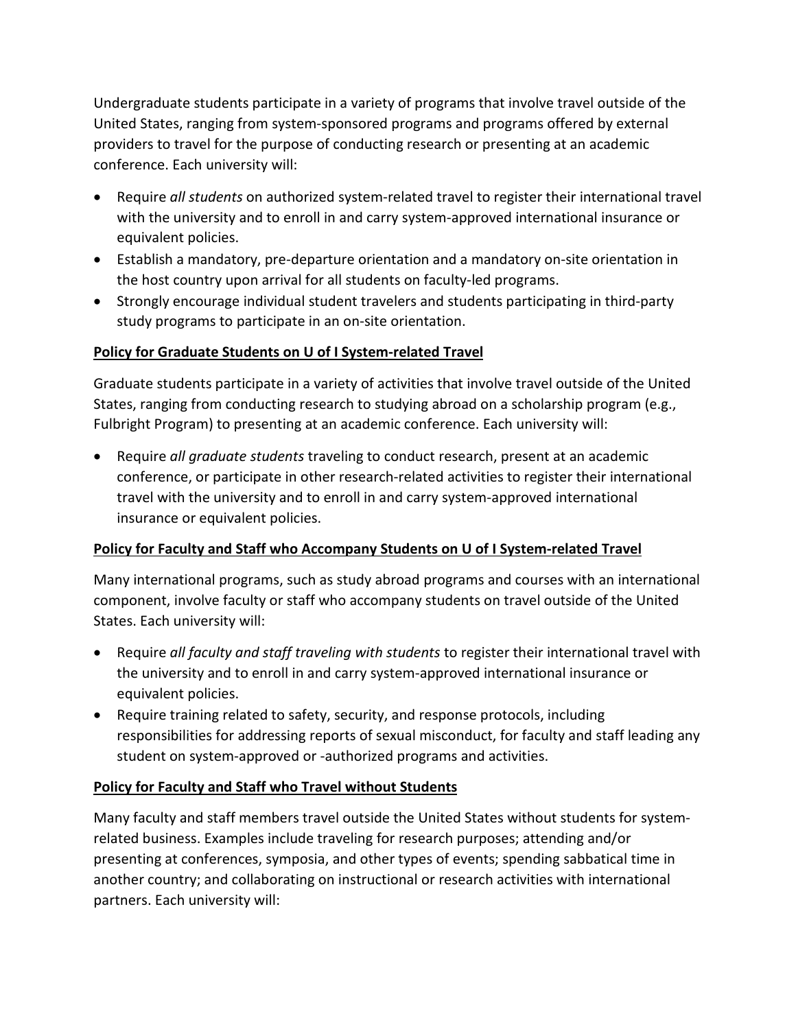Undergraduate students participate in a variety of programs that involve travel outside of the United States, ranging from system-sponsored programs and programs offered by external providers to travel for the purpose of conducting research or presenting at an academic conference. Each university will:

- Require *all students* on authorized system-related travel to register their international travel with the university and to enroll in and carry system-approved international insurance or equivalent policies.
- Establish a mandatory, pre-departure orientation and a mandatory on-site orientation in the host country upon arrival for all students on faculty-led programs.
- Strongly encourage individual student travelers and students participating in third-party study programs to participate in an on-site orientation.

**Policy for Graduate Students on U of I System-related Travel**

Graduate students participate in a variety of activities that involve travel outside of the United States, ranging from conducting research to studying abroad on a scholarship program (e.g., Fulbright Program) to presenting at an academic conference. Each university will:

- Require *all graduate students* traveling to conduct research, present at an academic conference, or participate in other research-related activities to register their international travel with the university and to enroll in and carry system-approved international insurance or equivalent policies.

**Policy for Faculty and Staff who Accompany Students on U of I System-related Travel**

Many international programs, such as study abroad programs and courses with an international component, involve faculty or staff who accompany students on travel outside of the United States. Each university will:

- Require *all faculty and staff traveling with students* to register their international travel with the university and to enroll in and carry system-approved international insurance or equivalent policies.
- Require training related to safety, security, and response protocols, including responsibilities for addressing reports of sexual misconduct, for faculty and staff leading any student on system-approved or -authorized programs and activities.

**Policy for Faculty and Staff who Travel without Students**

Many faculty and staff members travel outside the United States without students for system-related business. Examples include traveling for research purposes; attending and/or presenting at conferences, symposia, and other types of events; spending sabbatical time in another country; and collaborating on instructional or research activities with international partners. Each university will: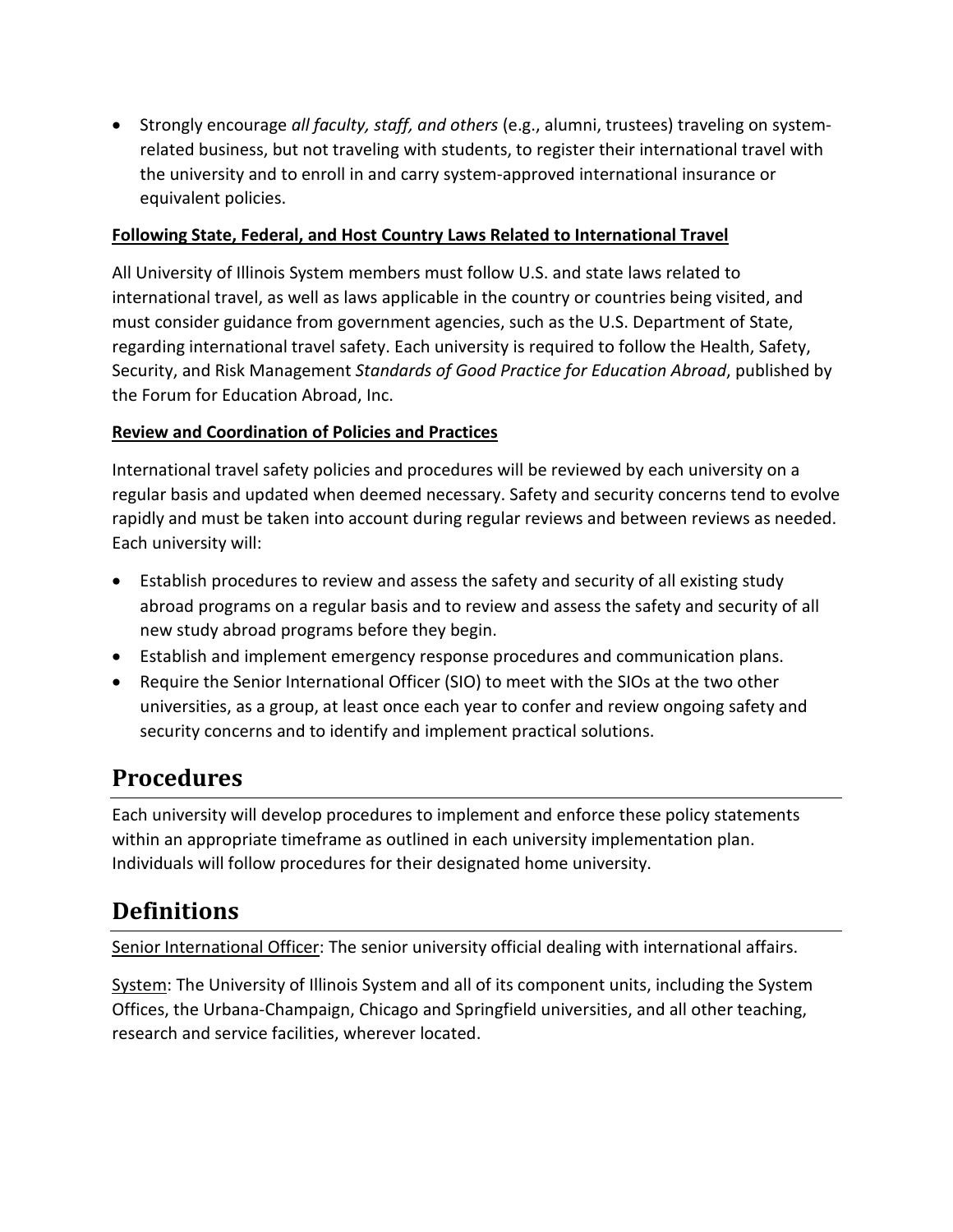- Strongly encourage *all faculty, staff, and others* (e.g., alumni, trustees) traveling on system-related business, but not traveling with students, to register their international travel with the university and to enroll in and carry system-approved international insurance or equivalent policies.

**Following State, Federal, and Host Country Laws Related to International Travel**

All University of Illinois System members must follow U.S. and state laws related to international travel, as well as laws applicable in the country or countries being visited, and must consider guidance from government agencies, such as the U.S. Department of State, regarding international travel safety. Each university is required to follow the Health, Safety, Security, and Risk Management *Standards of Good Practice for Education Abroad*, published by the Forum for Education Abroad, Inc.

**Review and Coordination of Policies and Practices**

International travel safety policies and procedures will be reviewed by each university on a regular basis and updated when deemed necessary. Safety and security concerns tend to evolve rapidly and must be taken into account during regular reviews and between reviews as needed. Each university will:

- Establish procedures to review and assess the safety and security of all existing study abroad programs on a regular basis and to review and assess the safety and security of all new study abroad programs before they begin.
- Establish and implement emergency response procedures and communication plans.
- Require the Senior International Officer (SIO) to meet with the SIOs at the two other universities, as a group, at least once each year to confer and review ongoing safety and security concerns and to identify and implement practical solutions.

## Procedures

Each university will develop procedures to implement and enforce these policy statements within an appropriate timeframe as outlined in each university implementation plan. Individuals will follow procedures for their designated home university.

## Definitions

Senior International Officer: The senior university official dealing with international affairs.

System: The University of Illinois System and all of its component units, including the System Offices, the Urbana-Champaign, Chicago and Springfield universities, and all other teaching, research and service facilities, wherever located.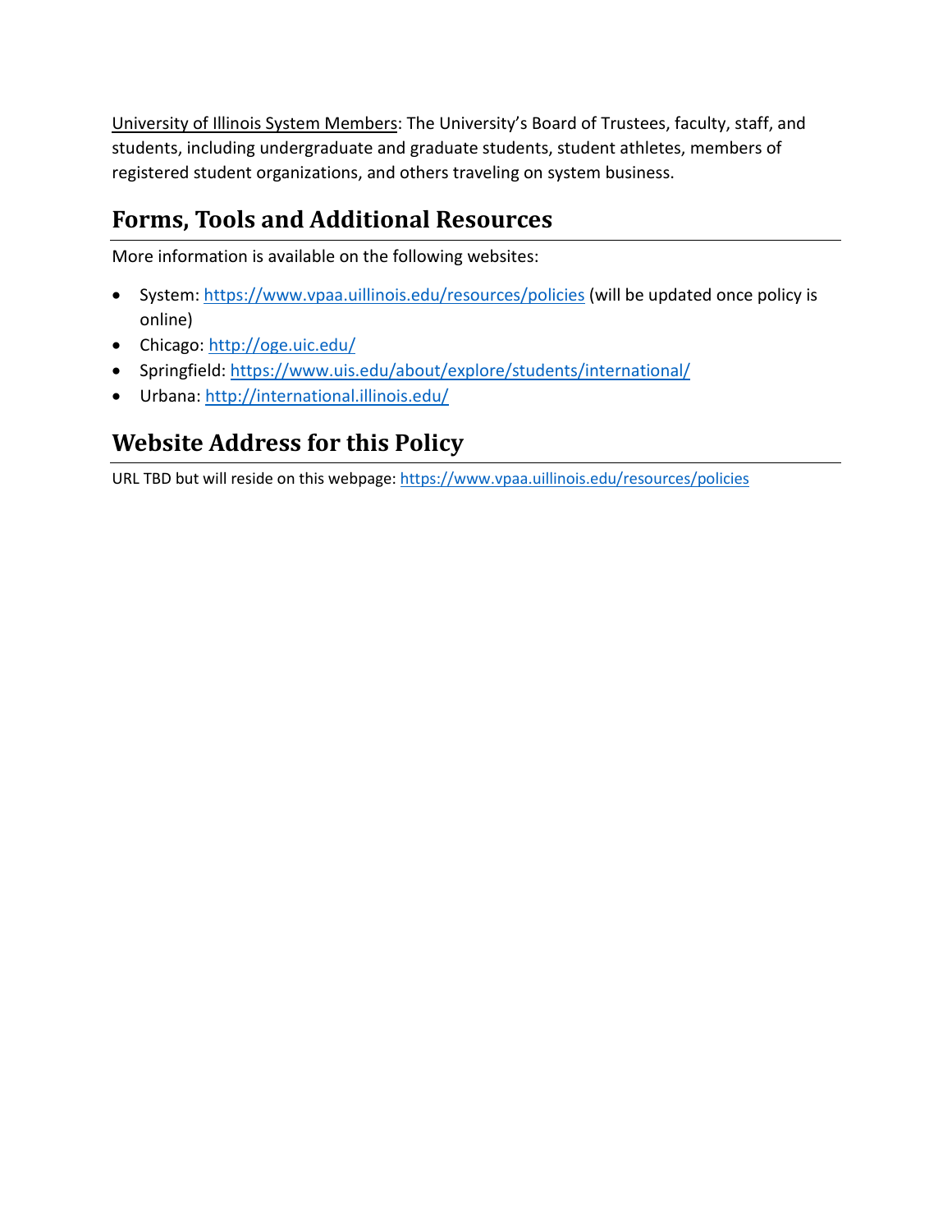University of Illinois System Members: The University's Board of Trustees, faculty, staff, and students, including undergraduate and graduate students, student athletes, members of registered student organizations, and others traveling on system business.

## Forms, Tools and Additional Resources

More information is available on the following websites:

- System: https://www.vpaa.uillinois.edu/resources/policies (will be updated once policy is online)
- Chicago: http://oge.uic.edu/
- Springfield: https://www.uis.edu/about/explore/students/international/
- Urbana: http://international.illinois.edu/

## Website Address for this Policy

URL TBD but will reside on this webpage: https://www.vpaa.uillinois.edu/resources/policies